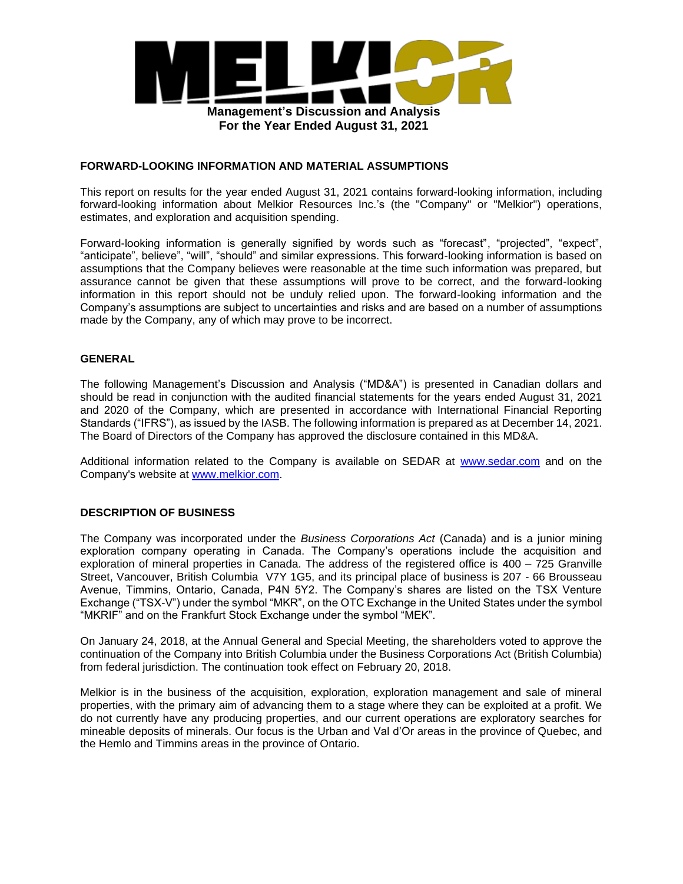# MELKIOR

**Management's Discussion and Analysis**
**For the Year Ended August 31, 2021**

## FORWARD-LOOKING INFORMATION AND MATERIAL ASSUMPTIONS

This report on results for the year ended August 31, 2021 contains forward-looking information, including forward-looking information about Melkior Resources Inc.'s (the "Company" or "Melkior") operations, estimates, and exploration and acquisition spending.

Forward-looking information is generally signified by words such as "forecast", "projected", "expect", "anticipate", believe", "will", "should" and similar expressions. This forward-looking information is based on assumptions that the Company believes were reasonable at the time such information was prepared, but assurance cannot be given that these assumptions will prove to be correct, and the forward-looking information in this report should not be unduly relied upon. The forward-looking information and the Company's assumptions are subject to uncertainties and risks and are based on a number of assumptions made by the Company, any of which may prove to be incorrect.

## GENERAL

The following Management's Discussion and Analysis ("MD&A") is presented in Canadian dollars and should be read in conjunction with the audited financial statements for the years ended August 31, 2021 and 2020 of the Company, which are presented in accordance with International Financial Reporting Standards ("IFRS"), as issued by the IASB. The following information is prepared as at December 14, 2021. The Board of Directors of the Company has approved the disclosure contained in this MD&A.

Additional information related to the Company is available on SEDAR at [www.sedar.com](http://www.sedar.com) and on the Company's website at [www.melkior.com](http://www.melkior.com).

## DESCRIPTION OF BUSINESS

The Company was incorporated under the *Business Corporations Act* (Canada) and is a junior mining exploration company operating in Canada. The Company's operations include the acquisition and exploration of mineral properties in Canada. The address of the registered office is 400 – 725 Granville Street, Vancouver, British Columbia V7Y 1G5, and its principal place of business is 207 - 66 Brousseau Avenue, Timmins, Ontario, Canada, P4N 5Y2. The Company's shares are listed on the TSX Venture Exchange ("TSX-V") under the symbol "MKR", on the OTC Exchange in the United States under the symbol "MKRIF" and on the Frankfurt Stock Exchange under the symbol "MEK".

On January 24, 2018, at the Annual General and Special Meeting, the shareholders voted to approve the continuation of the Company into British Columbia under the Business Corporations Act (British Columbia) from federal jurisdiction. The continuation took effect on February 20, 2018.

Melkior is in the business of the acquisition, exploration, exploration management and sale of mineral properties, with the primary aim of advancing them to a stage where they can be exploited at a profit. We do not currently have any producing properties, and our current operations are exploratory searches for mineable deposits of minerals. Our focus is the Urban and Val d'Or areas in the province of Quebec, and the Hemlo and Timmins areas in the province of Ontario.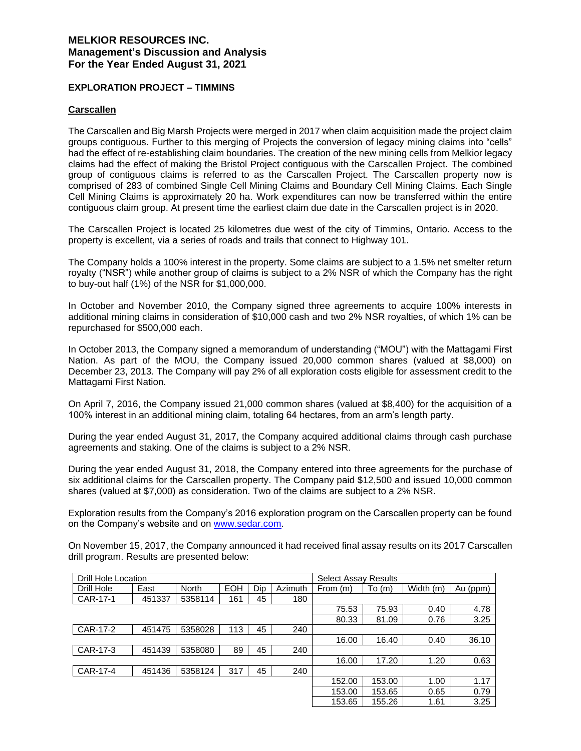# MELKIOR RESOURCES INC.
# Management's Discussion and Analysis
# For the Year Ended August 31, 2021

## EXPLORATION PROJECT – TIMMINS

### Carscallen

The Carscallen and Big Marsh Projects were merged in 2017 when claim acquisition made the project claim groups contiguous. Further to this merging of Projects the conversion of legacy mining claims into "cells" had the effect of re-establishing claim boundaries. The creation of the new mining cells from Melkior legacy claims had the effect of making the Bristol Project contiguous with the Carscallen Project. The combined group of contiguous claims is referred to as the Carscallen Project. The Carscallen property now is comprised of 283 of combined Single Cell Mining Claims and Boundary Cell Mining Claims. Each Single Cell Mining Claims is approximately 20 ha. Work expenditures can now be transferred within the entire contiguous claim group. At present time the earliest claim due date in the Carscallen project is in 2020.

The Carscallen Project is located 25 kilometres due west of the city of Timmins, Ontario. Access to the property is excellent, via a series of roads and trails that connect to Highway 101.

The Company holds a 100% interest in the property. Some claims are subject to a 1.5% net smelter return royalty ("NSR") while another group of claims is subject to a 2% NSR of which the Company has the right to buy-out half (1%) of the NSR for $1,000,000.

In October and November 2010, the Company signed three agreements to acquire 100% interests in additional mining claims in consideration of $10,000 cash and two 2% NSR royalties, of which 1% can be repurchased for $500,000 each.

In October 2013, the Company signed a memorandum of understanding ("MOU") with the Mattagami First Nation. As part of the MOU, the Company issued 20,000 common shares (valued at $8,000) on December 23, 2013. The Company will pay 2% of all exploration costs eligible for assessment credit to the Mattagami First Nation.

On April 7, 2016, the Company issued 21,000 common shares (valued at $8,400) for the acquisition of a 100% interest in an additional mining claim, totaling 64 hectares, from an arm's length party.

During the year ended August 31, 2017, the Company acquired additional claims through cash purchase agreements and staking. One of the claims is subject to a 2% NSR.

During the year ended August 31, 2018, the Company entered into three agreements for the purchase of six additional claims for the Carscallen property. The Company paid $12,500 and issued 10,000 common shares (valued at $7,000) as consideration. Two of the claims are subject to a 2% NSR.

Exploration results from the Company's 2016 exploration program on the Carscallen property can be found on the Company's website and on www.sedar.com.

On November 15, 2017, the Company announced it had received final assay results on its 2017 Carscallen drill program. Results are presented below:

| Drill Hole Location | | | | | | Select Assay Results | | | |
|---|---|---|---|---|---|---|---|---|---|
| Drill Hole | East | North | EOH | Dip | Azimuth | From (m) | To (m) | Width (m) | Au (ppm) |
| CAR-17-1 | 451337 | 5358114 | 161 | 45 | 180 | | | | |
| | | | | | | 75.53 | 75.93 | 0.40 | 4.78 |
| | | | | | | 80.33 | 81.09 | 0.76 | 3.25 |
| CAR-17-2 | 451475 | 5358028 | 113 | 45 | 240 | | | | |
| | | | | | | 16.00 | 16.40 | 0.40 | 36.10 |
| CAR-17-3 | 451439 | 5358080 | 89 | 45 | 240 | | | | |
| | | | | | | 16.00 | 17.20 | 1.20 | 0.63 |
| CAR-17-4 | 451436 | 5358124 | 317 | 45 | 240 | | | | |
| | | | | | | 152.00 | 153.00 | 1.00 | 1.17 |
| | | | | | | 153.00 | 153.65 | 0.65 | 0.79 |
| | | | | | | 153.65 | 155.26 | 1.61 | 3.25 |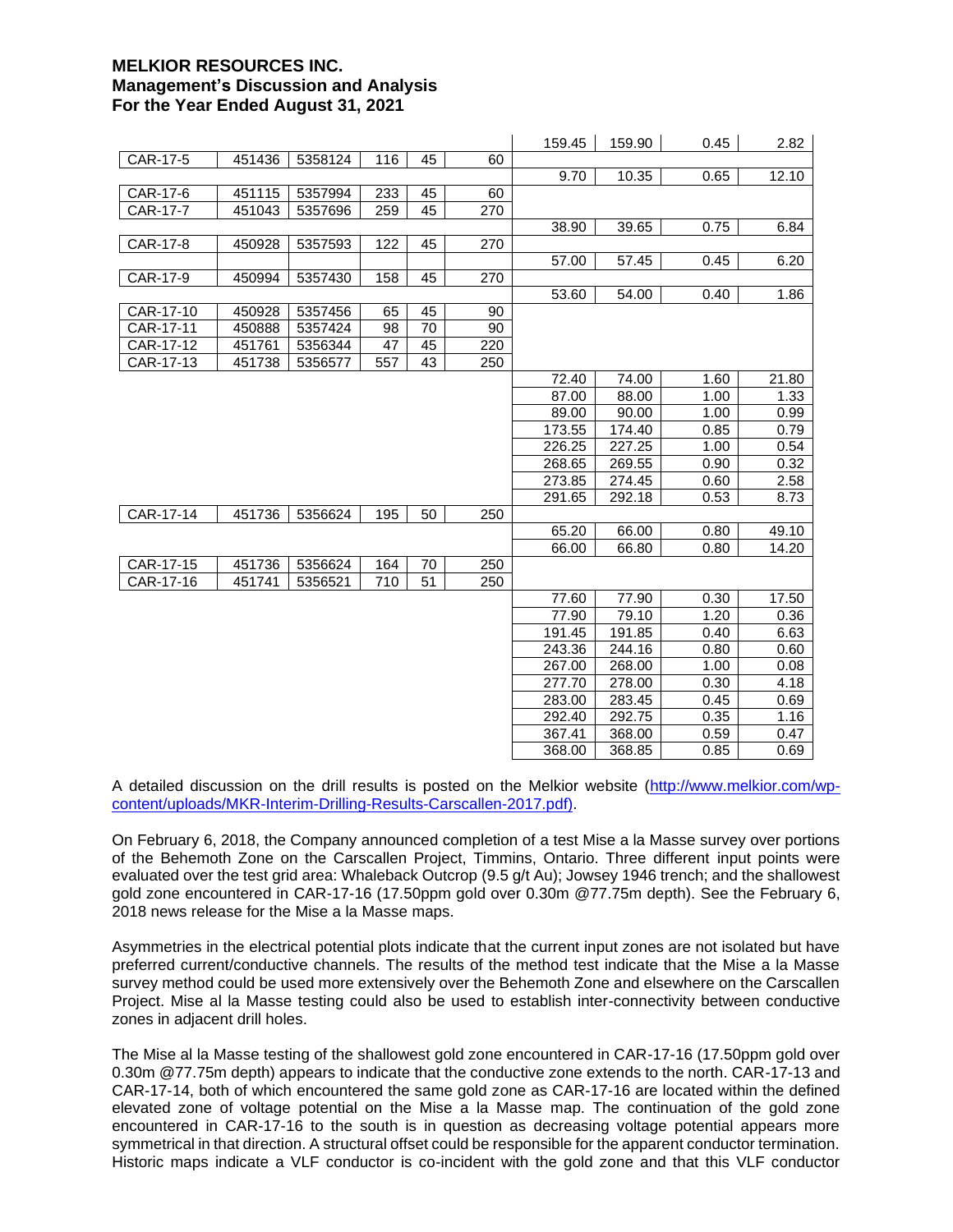**MELKIOR RESOURCES INC.**
**Management's Discussion and Analysis**
**For the Year Ended August 31, 2021**

| | | | | | | | | | |
|---|---|---|---|---|---|---|---|---|---|
| | | | | | | 159.45 | 159.90 | 0.45 | 2.82 |
| CAR-17-5 | 451436 | 5358124 | 116 | 45 | 60 | | | | |
| | | | | | | 9.70 | 10.35 | 0.65 | 12.10 |
| CAR-17-6 | 451115 | 5357994 | 233 | 45 | 60 | | | | |
| CAR-17-7 | 451043 | 5357696 | 259 | 45 | 270 | | | | |
| | | | | | | 38.90 | 39.65 | 0.75 | 6.84 |
| CAR-17-8 | 450928 | 5357593 | 122 | 45 | 270 | | | | |
| | | | | | | 57.00 | 57.45 | 0.45 | 6.20 |
| CAR-17-9 | 450994 | 5357430 | 158 | 45 | 270 | | | | |
| | | | | | | 53.60 | 54.00 | 0.40 | 1.86 |
| CAR-17-10 | 450928 | 5357456 | 65 | 45 | 90 | | | | |
| CAR-17-11 | 450888 | 5357424 | 98 | 70 | 90 | | | | |
| CAR-17-12 | 451761 | 5356344 | 47 | 45 | 220 | | | | |
| CAR-17-13 | 451738 | 5356577 | 557 | 43 | 250 | | | | |
| | | | | | | 72.40 | 74.00 | 1.60 | 21.80 |
| | | | | | | 87.00 | 88.00 | 1.00 | 1.33 |
| | | | | | | 89.00 | 90.00 | 1.00 | 0.99 |
| | | | | | | 173.55 | 174.40 | 0.85 | 0.79 |
| | | | | | | 226.25 | 227.25 | 1.00 | 0.54 |
| | | | | | | 268.65 | 269.55 | 0.90 | 0.32 |
| | | | | | | 273.85 | 274.45 | 0.60 | 2.58 |
| | | | | | | 291.65 | 292.18 | 0.53 | 8.73 |
| CAR-17-14 | 451736 | 5356624 | 195 | 50 | 250 | | | | |
| | | | | | | 65.20 | 66.00 | 0.80 | 49.10 |
| | | | | | | 66.00 | 66.80 | 0.80 | 14.20 |
| CAR-17-15 | 451736 | 5356624 | 164 | 70 | 250 | | | | |
| CAR-17-16 | 451741 | 5356521 | 710 | 51 | 250 | | | | |
| | | | | | | 77.60 | 77.90 | 0.30 | 17.50 |
| | | | | | | 77.90 | 79.10 | 1.20 | 0.36 |
| | | | | | | 191.45 | 191.85 | 0.40 | 6.63 |
| | | | | | | 243.36 | 244.16 | 0.80 | 0.60 |
| | | | | | | 267.00 | 268.00 | 1.00 | 0.08 |
| | | | | | | 277.70 | 278.00 | 0.30 | 4.18 |
| | | | | | | 283.00 | 283.45 | 0.45 | 0.69 |
| | | | | | | 292.40 | 292.75 | 0.35 | 1.16 |
| | | | | | | 367.41 | 368.00 | 0.59 | 0.47 |
| | | | | | | 368.00 | 368.85 | 0.85 | 0.69 |

A detailed discussion on the drill results is posted on the Melkior website (http://www.melkior.com/wp-content/uploads/MKR-Interim-Drilling-Results-Carscallen-2017.pdf).

On February 6, 2018, the Company announced completion of a test Mise a la Masse survey over portions of the Behemoth Zone on the Carscallen Project, Timmins, Ontario. Three different input points were evaluated over the test grid area: Whaleback Outcrop (9.5 g/t Au); Jowsey 1946 trench; and the shallowest gold zone encountered in CAR-17-16 (17.50ppm gold over 0.30m @77.75m depth). See the February 6, 2018 news release for the Mise a la Masse maps.

Asymmetries in the electrical potential plots indicate that the current input zones are not isolated but have preferred current/conductive channels. The results of the method test indicate that the Mise a la Masse survey method could be used more extensively over the Behemoth Zone and elsewhere on the Carscallen Project. Mise al la Masse testing could also be used to establish inter-connectivity between conductive zones in adjacent drill holes.

The Mise al la Masse testing of the shallowest gold zone encountered in CAR-17-16 (17.50ppm gold over 0.30m @77.75m depth) appears to indicate that the conductive zone extends to the north. CAR-17-13 and CAR-17-14, both of which encountered the same gold zone as CAR-17-16 are located within the defined elevated zone of voltage potential on the Mise a la Masse map. The continuation of the gold zone encountered in CAR-17-16 to the south is in question as decreasing voltage potential appears more symmetrical in that direction. A structural offset could be responsible for the apparent conductor termination. Historic maps indicate a VLF conductor is co-incident with the gold zone and that this VLF conductor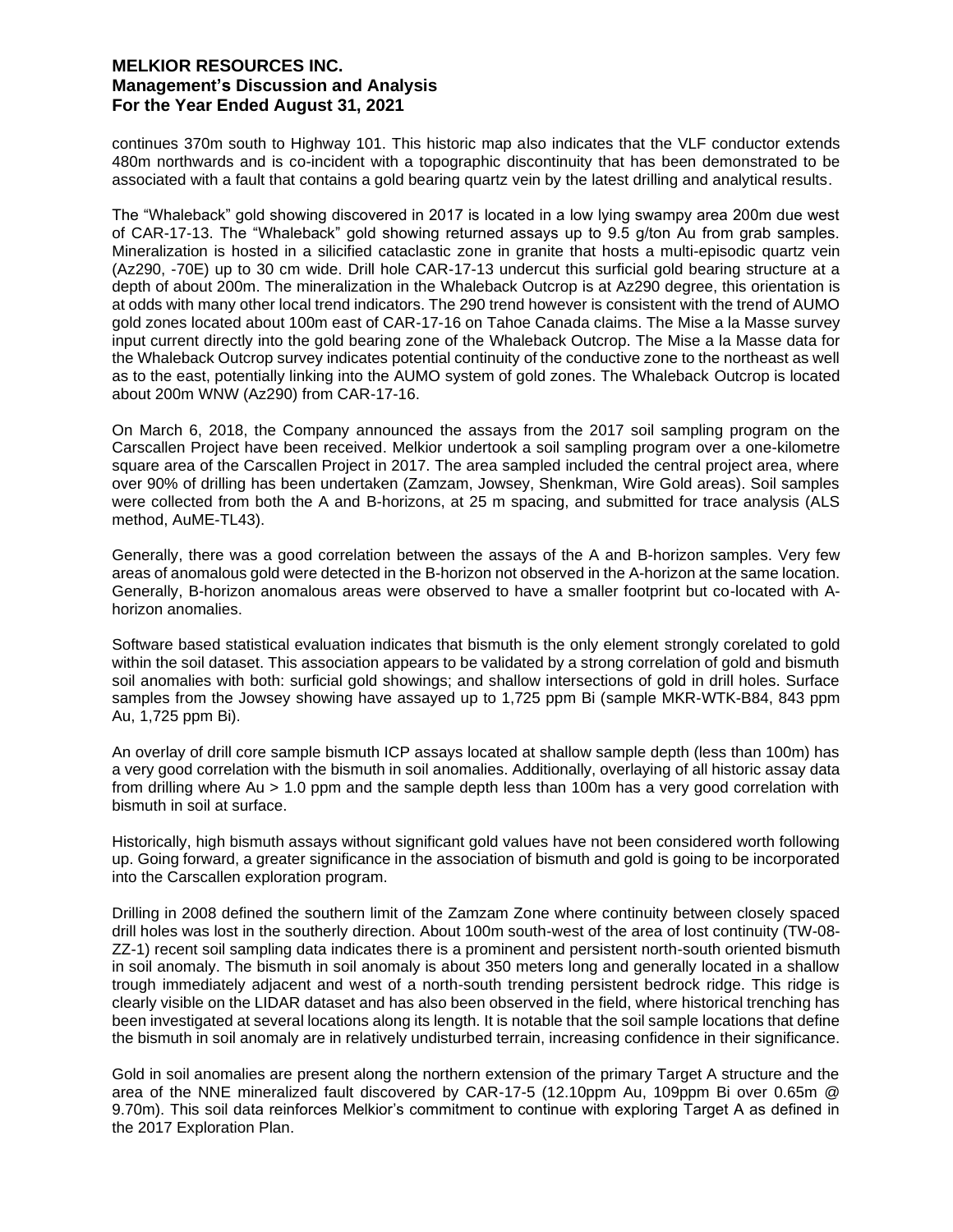continues 370m south to Highway 101. This historic map also indicates that the VLF conductor extends 480m northwards and is co-incident with a topographic discontinuity that has been demonstrated to be associated with a fault that contains a gold bearing quartz vein by the latest drilling and analytical results.

The "Whaleback" gold showing discovered in 2017 is located in a low lying swampy area 200m due west of CAR-17-13. The "Whaleback" gold showing returned assays up to 9.5 g/ton Au from grab samples. Mineralization is hosted in a silicified cataclastic zone in granite that hosts a multi-episodic quartz vein (Az290, -70E) up to 30 cm wide. Drill hole CAR-17-13 undercut this surficial gold bearing structure at a depth of about 200m. The mineralization in the Whaleback Outcrop is at Az290 degree, this orientation is at odds with many other local trend indicators. The 290 trend however is consistent with the trend of AUMO gold zones located about 100m east of CAR-17-16 on Tahoe Canada claims. The Mise a la Masse survey input current directly into the gold bearing zone of the Whaleback Outcrop. The Mise a la Masse data for the Whaleback Outcrop survey indicates potential continuity of the conductive zone to the northeast as well as to the east, potentially linking into the AUMO system of gold zones. The Whaleback Outcrop is located about 200m WNW (Az290) from CAR-17-16.

On March 6, 2018, the Company announced the assays from the 2017 soil sampling program on the Carscallen Project have been received. Melkior undertook a soil sampling program over a one-kilometre square area of the Carscallen Project in 2017. The area sampled included the central project area, where over 90% of drilling has been undertaken (Zamzam, Jowsey, Shenkman, Wire Gold areas). Soil samples were collected from both the A and B-horizons, at 25 m spacing, and submitted for trace analysis (ALS method, AuME-TL43).

Generally, there was a good correlation between the assays of the A and B-horizon samples. Very few areas of anomalous gold were detected in the B-horizon not observed in the A-horizon at the same location. Generally, B-horizon anomalous areas were observed to have a smaller footprint but co-located with A-horizon anomalies.

Software based statistical evaluation indicates that bismuth is the only element strongly corelated to gold within the soil dataset. This association appears to be validated by a strong correlation of gold and bismuth soil anomalies with both: surficial gold showings; and shallow intersections of gold in drill holes. Surface samples from the Jowsey showing have assayed up to 1,725 ppm Bi (sample MKR-WTK-B84, 843 ppm Au, 1,725 ppm Bi).

An overlay of drill core sample bismuth ICP assays located at shallow sample depth (less than 100m) has a very good correlation with the bismuth in soil anomalies. Additionally, overlaying of all historic assay data from drilling where Au > 1.0 ppm and the sample depth less than 100m has a very good correlation with bismuth in soil at surface.

Historically, high bismuth assays without significant gold values have not been considered worth following up. Going forward, a greater significance in the association of bismuth and gold is going to be incorporated into the Carscallen exploration program.

Drilling in 2008 defined the southern limit of the Zamzam Zone where continuity between closely spaced drill holes was lost in the southerly direction. About 100m south-west of the area of lost continuity (TW-08-ZZ-1) recent soil sampling data indicates there is a prominent and persistent north-south oriented bismuth in soil anomaly. The bismuth in soil anomaly is about 350 meters long and generally located in a shallow trough immediately adjacent and west of a north-south trending persistent bedrock ridge. This ridge is clearly visible on the LIDAR dataset and has also been observed in the field, where historical trenching has been investigated at several locations along its length. It is notable that the soil sample locations that define the bismuth in soil anomaly are in relatively undisturbed terrain, increasing confidence in their significance.

Gold in soil anomalies are present along the northern extension of the primary Target A structure and the area of the NNE mineralized fault discovered by CAR-17-5 (12.10ppm Au, 109ppm Bi over 0.65m @ 9.70m). This soil data reinforces Melkior's commitment to continue with exploring Target A as defined in the 2017 Exploration Plan.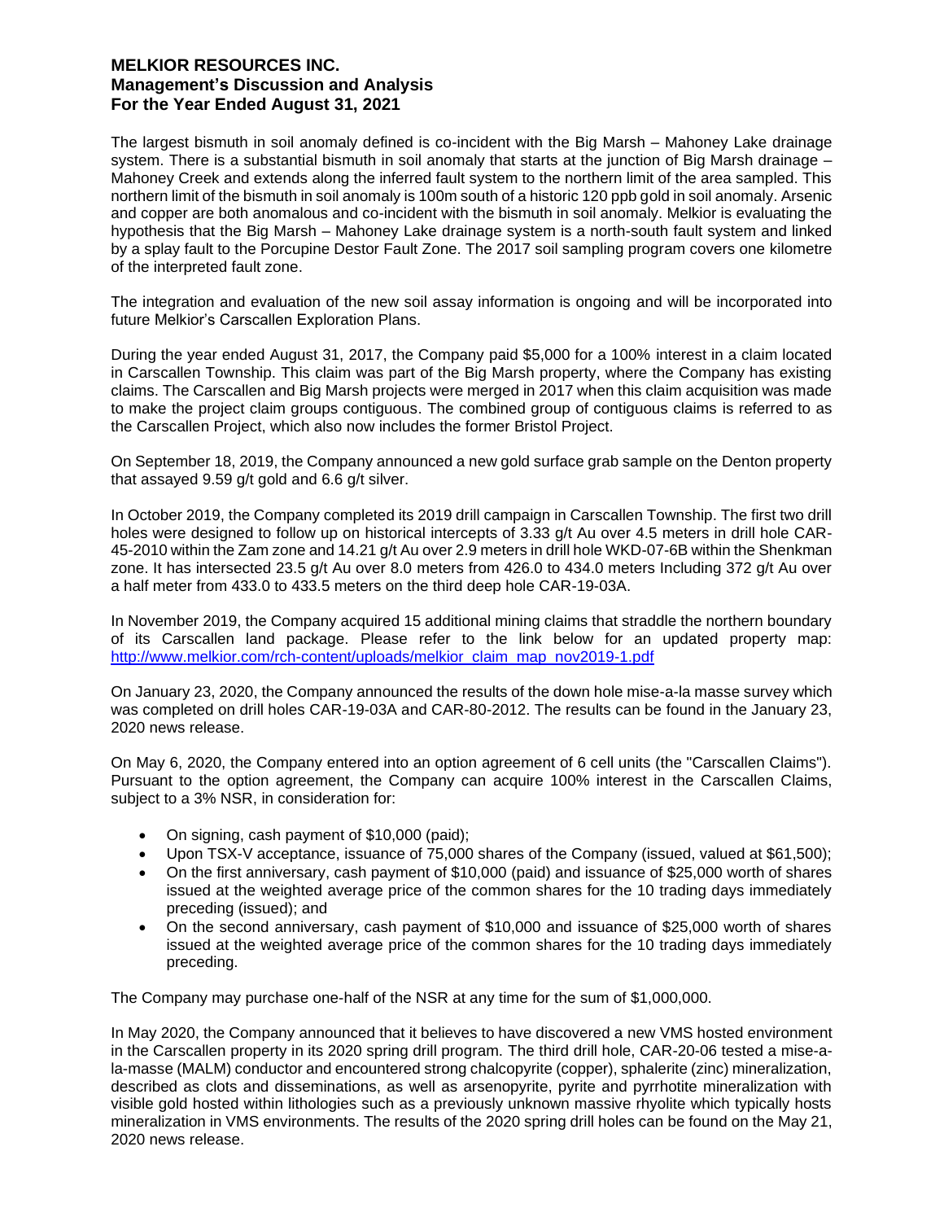The largest bismuth in soil anomaly defined is co-incident with the Big Marsh – Mahoney Lake drainage system. There is a substantial bismuth in soil anomaly that starts at the junction of Big Marsh drainage – Mahoney Creek and extends along the inferred fault system to the northern limit of the area sampled. This northern limit of the bismuth in soil anomaly is 100m south of a historic 120 ppb gold in soil anomaly. Arsenic and copper are both anomalous and co-incident with the bismuth in soil anomaly. Melkior is evaluating the hypothesis that the Big Marsh – Mahoney Lake drainage system is a north-south fault system and linked by a splay fault to the Porcupine Destor Fault Zone. The 2017 soil sampling program covers one kilometre of the interpreted fault zone.

The integration and evaluation of the new soil assay information is ongoing and will be incorporated into future Melkior's Carscallen Exploration Plans.

During the year ended August 31, 2017, the Company paid $5,000 for a 100% interest in a claim located in Carscallen Township. This claim was part of the Big Marsh property, where the Company has existing claims. The Carscallen and Big Marsh projects were merged in 2017 when this claim acquisition was made to make the project claim groups contiguous. The combined group of contiguous claims is referred to as the Carscallen Project, which also now includes the former Bristol Project.

On September 18, 2019, the Company announced a new gold surface grab sample on the Denton property that assayed 9.59 g/t gold and 6.6 g/t silver.

In October 2019, the Company completed its 2019 drill campaign in Carscallen Township. The first two drill holes were designed to follow up on historical intercepts of 3.33 g/t Au over 4.5 meters in drill hole CAR-45-2010 within the Zam zone and 14.21 g/t Au over 2.9 meters in drill hole WKD-07-6B within the Shenkman zone. It has intersected 23.5 g/t Au over 8.0 meters from 426.0 to 434.0 meters Including 372 g/t Au over a half meter from 433.0 to 433.5 meters on the third deep hole CAR-19-03A.

In November 2019, the Company acquired 15 additional mining claims that straddle the northern boundary of its Carscallen land package. Please refer to the link below for an updated property map: http://www.melkior.com/rch-content/uploads/melkior_claim_map_nov2019-1.pdf

On January 23, 2020, the Company announced the results of the down hole mise-a-la masse survey which was completed on drill holes CAR-19-03A and CAR-80-2012. The results can be found in the January 23, 2020 news release.

On May 6, 2020, the Company entered into an option agreement of 6 cell units (the "Carscallen Claims"). Pursuant to the option agreement, the Company can acquire 100% interest in the Carscallen Claims, subject to a 3% NSR, in consideration for:

- On signing, cash payment of $10,000 (paid);
- Upon TSX-V acceptance, issuance of 75,000 shares of the Company (issued, valued at $61,500);
- On the first anniversary, cash payment of $10,000 (paid) and issuance of $25,000 worth of shares issued at the weighted average price of the common shares for the 10 trading days immediately preceding (issued); and
- On the second anniversary, cash payment of $10,000 and issuance of $25,000 worth of shares issued at the weighted average price of the common shares for the 10 trading days immediately preceding.

The Company may purchase one-half of the NSR at any time for the sum of $1,000,000.

In May 2020, the Company announced that it believes to have discovered a new VMS hosted environment in the Carscallen property in its 2020 spring drill program. The third drill hole, CAR-20-06 tested a mise-a-la-masse (MALM) conductor and encountered strong chalcopyrite (copper), sphalerite (zinc) mineralization, described as clots and disseminations, as well as arsenopyrite, pyrite and pyrrhotite mineralization with visible gold hosted within lithologies such as a previously unknown massive rhyolite which typically hosts mineralization in VMS environments. The results of the 2020 spring drill holes can be found on the May 21, 2020 news release.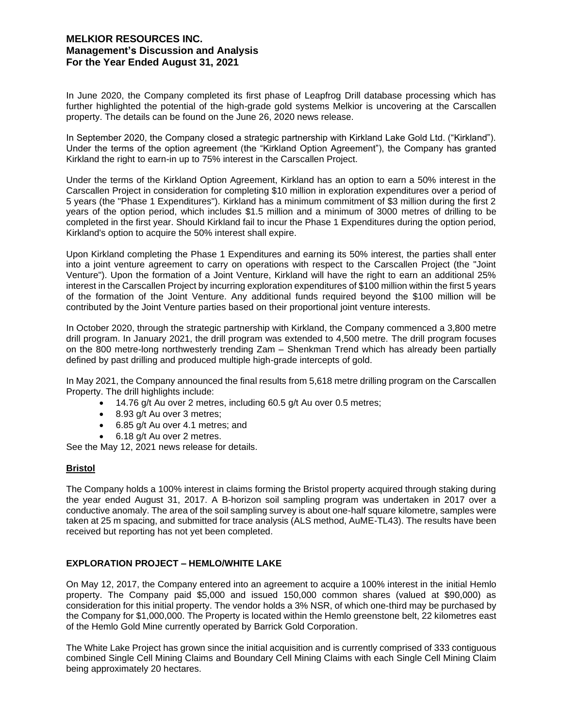In June 2020, the Company completed its first phase of Leapfrog Drill database processing which has further highlighted the potential of the high-grade gold systems Melkior is uncovering at the Carscallen property. The details can be found on the June 26, 2020 news release.

In September 2020, the Company closed a strategic partnership with Kirkland Lake Gold Ltd. ("Kirkland"). Under the terms of the option agreement (the "Kirkland Option Agreement"), the Company has granted Kirkland the right to earn-in up to 75% interest in the Carscallen Project.

Under the terms of the Kirkland Option Agreement, Kirkland has an option to earn a 50% interest in the Carscallen Project in consideration for completing $10 million in exploration expenditures over a period of 5 years (the "Phase 1 Expenditures"). Kirkland has a minimum commitment of $3 million during the first 2 years of the option period, which includes $1.5 million and a minimum of 3000 metres of drilling to be completed in the first year. Should Kirkland fail to incur the Phase 1 Expenditures during the option period, Kirkland's option to acquire the 50% interest shall expire.

Upon Kirkland completing the Phase 1 Expenditures and earning its 50% interest, the parties shall enter into a joint venture agreement to carry on operations with respect to the Carscallen Project (the "Joint Venture"). Upon the formation of a Joint Venture, Kirkland will have the right to earn an additional 25% interest in the Carscallen Project by incurring exploration expenditures of $100 million within the first 5 years of the formation of the Joint Venture. Any additional funds required beyond the $100 million will be contributed by the Joint Venture parties based on their proportional joint venture interests.

In October 2020, through the strategic partnership with Kirkland, the Company commenced a 3,800 metre drill program. In January 2021, the drill program was extended to 4,500 metre. The drill program focuses on the 800 metre-long northwesterly trending Zam – Shenkman Trend which has already been partially defined by past drilling and produced multiple high-grade intercepts of gold.

In May 2021, the Company announced the final results from 5,618 metre drilling program on the Carscallen Property. The drill highlights include:

- 14.76 g/t Au over 2 metres, including 60.5 g/t Au over 0.5 metres;
- 8.93 g/t Au over 3 metres;
- 6.85 g/t Au over 4.1 metres; and
- 6.18 g/t Au over 2 metres.

See the May 12, 2021 news release for details.

**Bristol**

The Company holds a 100% interest in claims forming the Bristol property acquired through staking during the year ended August 31, 2017. A B-horizon soil sampling program was undertaken in 2017 over a conductive anomaly. The area of the soil sampling survey is about one-half square kilometre, samples were taken at 25 m spacing, and submitted for trace analysis (ALS method, AuME-TL43). The results have been received but reporting has not yet been completed.

## EXPLORATION PROJECT – HEMLO/WHITE LAKE

On May 12, 2017, the Company entered into an agreement to acquire a 100% interest in the initial Hemlo property. The Company paid $5,000 and issued 150,000 common shares (valued at $90,000) as consideration for this initial property. The vendor holds a 3% NSR, of which one-third may be purchased by the Company for $1,000,000. The Property is located within the Hemlo greenstone belt, 22 kilometres east of the Hemlo Gold Mine currently operated by Barrick Gold Corporation.

The White Lake Project has grown since the initial acquisition and is currently comprised of 333 contiguous combined Single Cell Mining Claims and Boundary Cell Mining Claims with each Single Cell Mining Claim being approximately 20 hectares.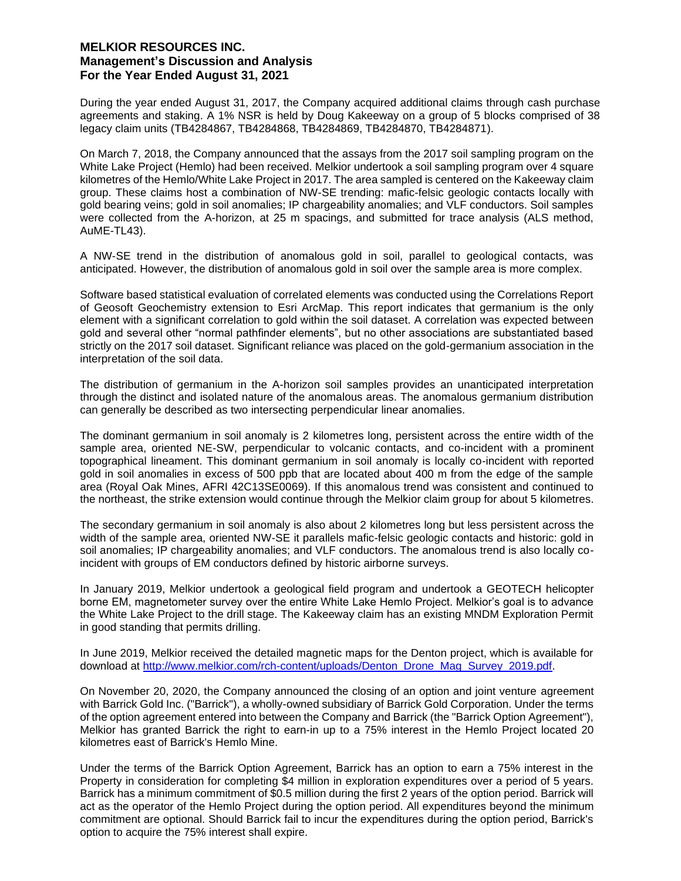During the year ended August 31, 2017, the Company acquired additional claims through cash purchase agreements and staking. A 1% NSR is held by Doug Kakeeway on a group of 5 blocks comprised of 38 legacy claim units (TB4284867, TB4284868, TB4284869, TB4284870, TB4284871).

On March 7, 2018, the Company announced that the assays from the 2017 soil sampling program on the White Lake Project (Hemlo) had been received. Melkior undertook a soil sampling program over 4 square kilometres of the Hemlo/White Lake Project in 2017. The area sampled is centered on the Kakeeway claim group. These claims host a combination of NW-SE trending: mafic-felsic geologic contacts locally with gold bearing veins; gold in soil anomalies; IP chargeability anomalies; and VLF conductors. Soil samples were collected from the A-horizon, at 25 m spacings, and submitted for trace analysis (ALS method, AuME-TL43).

A NW-SE trend in the distribution of anomalous gold in soil, parallel to geological contacts, was anticipated. However, the distribution of anomalous gold in soil over the sample area is more complex.

Software based statistical evaluation of correlated elements was conducted using the Correlations Report of Geosoft Geochemistry extension to Esri ArcMap. This report indicates that germanium is the only element with a significant correlation to gold within the soil dataset. A correlation was expected between gold and several other "normal pathfinder elements", but no other associations are substantiated based strictly on the 2017 soil dataset. Significant reliance was placed on the gold-germanium association in the interpretation of the soil data.

The distribution of germanium in the A-horizon soil samples provides an unanticipated interpretation through the distinct and isolated nature of the anomalous areas. The anomalous germanium distribution can generally be described as two intersecting perpendicular linear anomalies.

The dominant germanium in soil anomaly is 2 kilometres long, persistent across the entire width of the sample area, oriented NE-SW, perpendicular to volcanic contacts, and co-incident with a prominent topographical lineament. This dominant germanium in soil anomaly is locally co-incident with reported gold in soil anomalies in excess of 500 ppb that are located about 400 m from the edge of the sample area (Royal Oak Mines, AFRI 42C13SE0069). If this anomalous trend was consistent and continued to the northeast, the strike extension would continue through the Melkior claim group for about 5 kilometres.

The secondary germanium in soil anomaly is also about 2 kilometres long but less persistent across the width of the sample area, oriented NW-SE it parallels mafic-felsic geologic contacts and historic: gold in soil anomalies; IP chargeability anomalies; and VLF conductors. The anomalous trend is also locally co-incident with groups of EM conductors defined by historic airborne surveys.

In January 2019, Melkior undertook a geological field program and undertook a GEOTECH helicopter borne EM, magnetometer survey over the entire White Lake Hemlo Project. Melkior's goal is to advance the White Lake Project to the drill stage. The Kakeeway claim has an existing MNDM Exploration Permit in good standing that permits drilling.

In June 2019, Melkior received the detailed magnetic maps for the Denton project, which is available for download at http://www.melkior.com/rch-content/uploads/Denton_Drone_Mag_Survey_2019.pdf.

On November 20, 2020, the Company announced the closing of an option and joint venture agreement with Barrick Gold Inc. ("Barrick"), a wholly-owned subsidiary of Barrick Gold Corporation. Under the terms of the option agreement entered into between the Company and Barrick (the "Barrick Option Agreement"), Melkior has granted Barrick the right to earn-in up to a 75% interest in the Hemlo Project located 20 kilometres east of Barrick's Hemlo Mine.

Under the terms of the Barrick Option Agreement, Barrick has an option to earn a 75% interest in the Property in consideration for completing $4 million in exploration expenditures over a period of 5 years. Barrick has a minimum commitment of $0.5 million during the first 2 years of the option period. Barrick will act as the operator of the Hemlo Project during the option period. All expenditures beyond the minimum commitment are optional. Should Barrick fail to incur the expenditures during the option period, Barrick's option to acquire the 75% interest shall expire.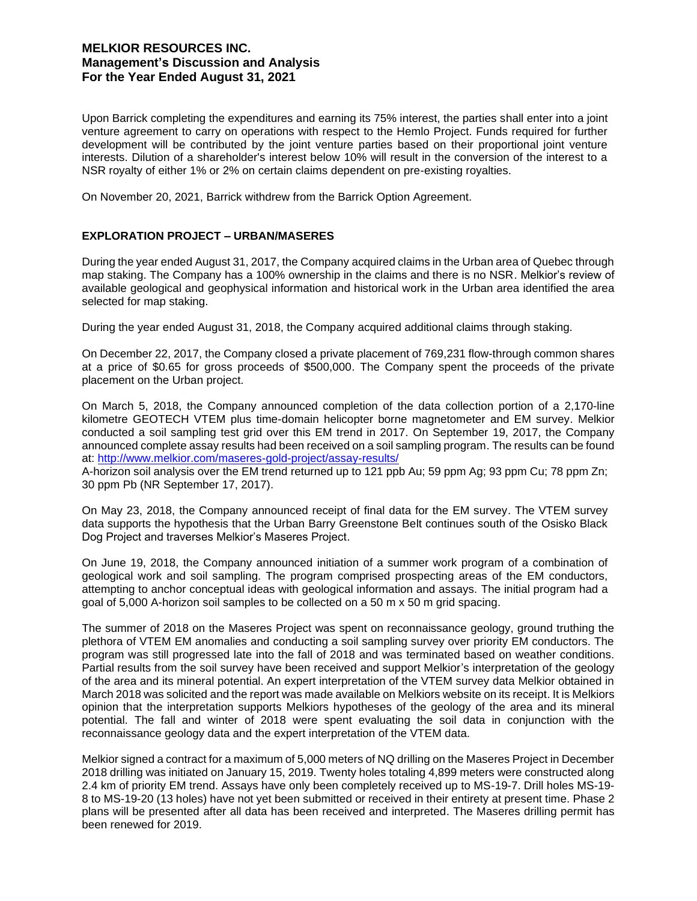Upon Barrick completing the expenditures and earning its 75% interest, the parties shall enter into a joint venture agreement to carry on operations with respect to the Hemlo Project. Funds required for further development will be contributed by the joint venture parties based on their proportional joint venture interests. Dilution of a shareholder's interest below 10% will result in the conversion of the interest to a NSR royalty of either 1% or 2% on certain claims dependent on pre-existing royalties.

On November 20, 2021, Barrick withdrew from the Barrick Option Agreement.

## EXPLORATION PROJECT – URBAN/MASERES

During the year ended August 31, 2017, the Company acquired claims in the Urban area of Quebec through map staking. The Company has a 100% ownership in the claims and there is no NSR. Melkior's review of available geological and geophysical information and historical work in the Urban area identified the area selected for map staking.

During the year ended August 31, 2018, the Company acquired additional claims through staking.

On December 22, 2017, the Company closed a private placement of 769,231 flow-through common shares at a price of $0.65 for gross proceeds of $500,000. The Company spent the proceeds of the private placement on the Urban project.

On March 5, 2018, the Company announced completion of the data collection portion of a 2,170-line kilometre GEOTECH VTEM plus time-domain helicopter borne magnetometer and EM survey. Melkior conducted a soil sampling test grid over this EM trend in 2017. On September 19, 2017, the Company announced complete assay results had been received on a soil sampling program. The results can be found at: http://www.melkior.com/maseres-gold-project/assay-results/
A-horizon soil analysis over the EM trend returned up to 121 ppb Au; 59 ppm Ag; 93 ppm Cu; 78 ppm Zn; 30 ppm Pb (NR September 17, 2017).

On May 23, 2018, the Company announced receipt of final data for the EM survey. The VTEM survey data supports the hypothesis that the Urban Barry Greenstone Belt continues south of the Osisko Black Dog Project and traverses Melkior's Maseres Project.

On June 19, 2018, the Company announced initiation of a summer work program of a combination of geological work and soil sampling. The program comprised prospecting areas of the EM conductors, attempting to anchor conceptual ideas with geological information and assays. The initial program had a goal of 5,000 A-horizon soil samples to be collected on a 50 m x 50 m grid spacing.

The summer of 2018 on the Maseres Project was spent on reconnaissance geology, ground truthing the plethora of VTEM EM anomalies and conducting a soil sampling survey over priority EM conductors. The program was still progressed late into the fall of 2018 and was terminated based on weather conditions. Partial results from the soil survey have been received and support Melkior's interpretation of the geology of the area and its mineral potential. An expert interpretation of the VTEM survey data Melkior obtained in March 2018 was solicited and the report was made available on Melkiors website on its receipt. It is Melkiors opinion that the interpretation supports Melkiors hypotheses of the geology of the area and its mineral potential. The fall and winter of 2018 were spent evaluating the soil data in conjunction with the reconnaissance geology data and the expert interpretation of the VTEM data.

Melkior signed a contract for a maximum of 5,000 meters of NQ drilling on the Maseres Project in December 2018 drilling was initiated on January 15, 2019. Twenty holes totaling 4,899 meters were constructed along 2.4 km of priority EM trend. Assays have only been completely received up to MS-19-7. Drill holes MS-19-8 to MS-19-20 (13 holes) have not yet been submitted or received in their entirety at present time. Phase 2 plans will be presented after all data has been received and interpreted. The Maseres drilling permit has been renewed for 2019.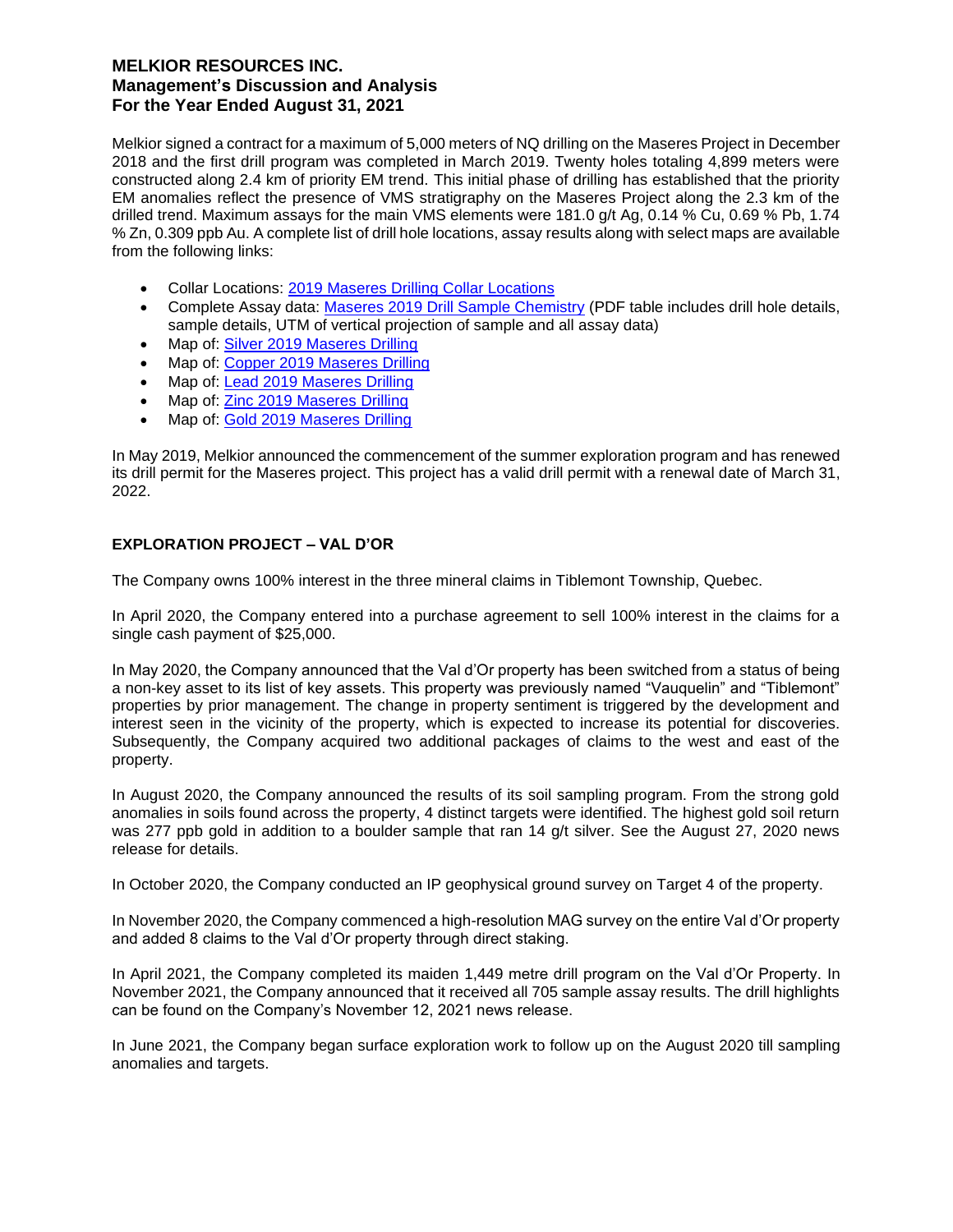Melkior signed a contract for a maximum of 5,000 meters of NQ drilling on the Maseres Project in December 2018 and the first drill program was completed in March 2019. Twenty holes totaling 4,899 meters were constructed along 2.4 km of priority EM trend. This initial phase of drilling has established that the priority EM anomalies reflect the presence of VMS stratigraphy on the Maseres Project along the 2.3 km of the drilled trend. Maximum assays for the main VMS elements were 181.0 g/t Ag, 0.14 % Cu, 0.69 % Pb, 1.74 % Zn, 0.309 ppb Au. A complete list of drill hole locations, assay results along with select maps are available from the following links:

- Collar Locations: 2019 Maseres Drilling Collar Locations
- Complete Assay data: Maseres 2019 Drill Sample Chemistry (PDF table includes drill hole details, sample details, UTM of vertical projection of sample and all assay data)
- Map of: Silver 2019 Maseres Drilling
- Map of: Copper 2019 Maseres Drilling
- Map of: Lead 2019 Maseres Drilling
- Map of: Zinc 2019 Maseres Drilling
- Map of: Gold 2019 Maseres Drilling

In May 2019, Melkior announced the commencement of the summer exploration program and has renewed its drill permit for the Maseres project. This project has a valid drill permit with a renewal date of March 31, 2022.

## EXPLORATION PROJECT – VAL D'OR

The Company owns 100% interest in the three mineral claims in Tiblemont Township, Quebec.

In April 2020, the Company entered into a purchase agreement to sell 100% interest in the claims for a single cash payment of $25,000.

In May 2020, the Company announced that the Val d'Or property has been switched from a status of being a non-key asset to its list of key assets. This property was previously named "Vauquelin" and "Tiblemont" properties by prior management. The change in property sentiment is triggered by the development and interest seen in the vicinity of the property, which is expected to increase its potential for discoveries. Subsequently, the Company acquired two additional packages of claims to the west and east of the property.

In August 2020, the Company announced the results of its soil sampling program. From the strong gold anomalies in soils found across the property, 4 distinct targets were identified. The highest gold soil return was 277 ppb gold in addition to a boulder sample that ran 14 g/t silver. See the August 27, 2020 news release for details.

In October 2020, the Company conducted an IP geophysical ground survey on Target 4 of the property.

In November 2020, the Company commenced a high-resolution MAG survey on the entire Val d'Or property and added 8 claims to the Val d'Or property through direct staking.

In April 2021, the Company completed its maiden 1,449 metre drill program on the Val d'Or Property. In November 2021, the Company announced that it received all 705 sample assay results. The drill highlights can be found on the Company's November 12, 2021 news release.

In June 2021, the Company began surface exploration work to follow up on the August 2020 till sampling anomalies and targets.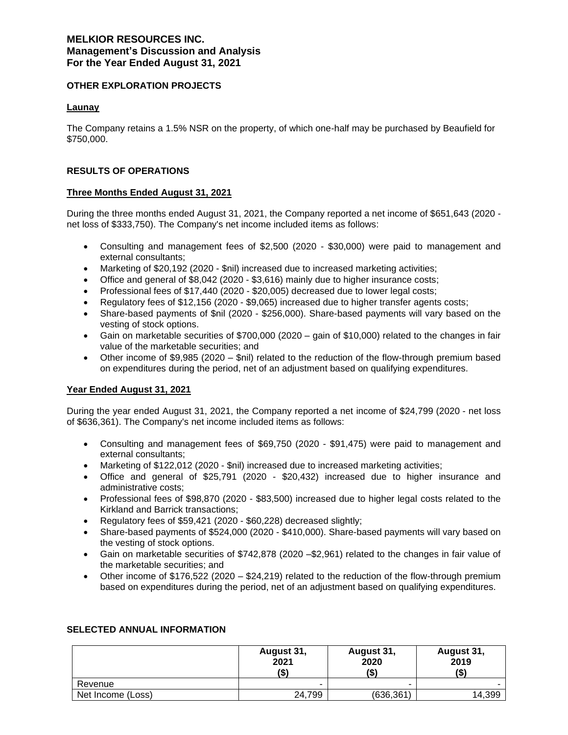## OTHER EXPLORATION PROJECTS

### Launay

The Company retains a 1.5% NSR on the property, of which one-half may be purchased by Beaufield for $750,000.

## RESULTS OF OPERATIONS

### Three Months Ended August 31, 2021

During the three months ended August 31, 2021, the Company reported a net income of $651,643 (2020 - net loss of $333,750). The Company's net income included items as follows:

- Consulting and management fees of $2,500 (2020 - $30,000) were paid to management and external consultants;
- Marketing of $20,192 (2020 - $nil) increased due to increased marketing activities;
- Office and general of $8,042 (2020 - $3,616) mainly due to higher insurance costs;
- Professional fees of $17,440 (2020 - $20,005) decreased due to lower legal costs;
- Regulatory fees of $12,156 (2020 - $9,065) increased due to higher transfer agents costs;
- Share-based payments of $nil (2020 - $256,000). Share-based payments will vary based on the vesting of stock options.
- Gain on marketable securities of $700,000 (2020 – gain of $10,000) related to the changes in fair value of the marketable securities; and
- Other income of $9,985 (2020 – $nil) related to the reduction of the flow-through premium based on expenditures during the period, net of an adjustment based on qualifying expenditures.

### Year Ended August 31, 2021

During the year ended August 31, 2021, the Company reported a net income of $24,799 (2020 - net loss of $636,361). The Company's net income included items as follows:

- Consulting and management fees of $69,750 (2020 - $91,475) were paid to management and external consultants;
- Marketing of $122,012 (2020 - $nil) increased due to increased marketing activities;
- Office and general of $25,791 (2020 - $20,432) increased due to higher insurance and administrative costs;
- Professional fees of $98,870 (2020 - $83,500) increased due to higher legal costs related to the Kirkland and Barrick transactions;
- Regulatory fees of $59,421 (2020 - $60,228) decreased slightly;
- Share-based payments of $524,000 (2020 - $410,000). Share-based payments will vary based on the vesting of stock options.
- Gain on marketable securities of $742,878 (2020 –$2,961) related to the changes in fair value of the marketable securities; and
- Other income of $176,522 (2020 – $24,219) related to the reduction of the flow-through premium based on expenditures during the period, net of an adjustment based on qualifying expenditures.

## SELECTED ANNUAL INFORMATION

| | August 31, 2021 ($) | August 31, 2020 ($) | August 31, 2019 ($) |
|---|---|---|---|
| Revenue | - | - | - |
| Net Income (Loss) | 24,799 | (636,361) | 14,399 |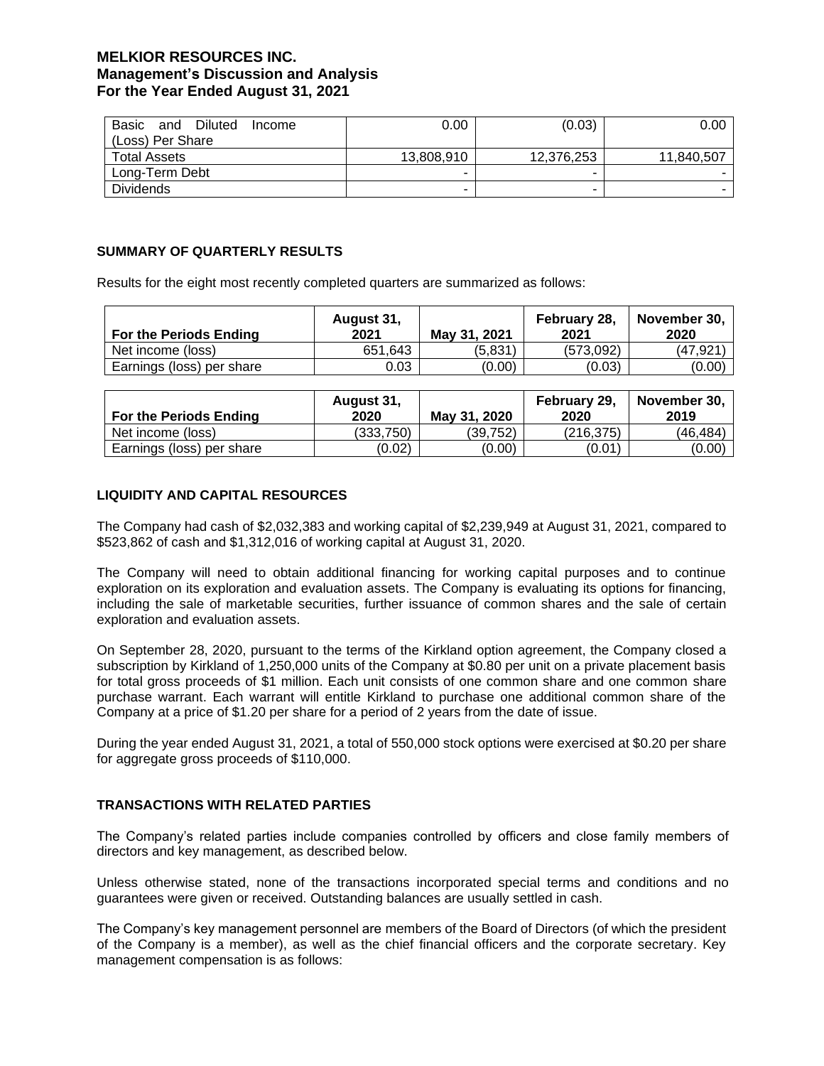| | | | |
|---|---|---|---|
| Basic and Diluted Income (Loss) Per Share | 0.00 | (0.03) | 0.00 |
| Total Assets | 13,808,910 | 12,376,253 | 11,840,507 |
| Long-Term Debt | - | - | - |
| Dividends | - | - | - |

## SUMMARY OF QUARTERLY RESULTS

Results for the eight most recently completed quarters are summarized as follows:

| For the Periods Ending | August 31, 2021 | May 31, 2021 | February 28, 2021 | November 30, 2020 |
|---|---|---|---|---|
| Net income (loss) | 651,643 | (5,831) | (573,092) | (47,921) |
| Earnings (loss) per share | 0.03 | (0.00) | (0.03) | (0.00) |

| For the Periods Ending | August 31, 2020 | May 31, 2020 | February 29, 2020 | November 30, 2019 |
|---|---|---|---|---|
| Net income (loss) | (333,750) | (39,752) | (216,375) | (46,484) |
| Earnings (loss) per share | (0.02) | (0.00) | (0.01) | (0.00) |

## LIQUIDITY AND CAPITAL RESOURCES

The Company had cash of $2,032,383 and working capital of $2,239,949 at August 31, 2021, compared to $523,862 of cash and $1,312,016 of working capital at August 31, 2020.

The Company will need to obtain additional financing for working capital purposes and to continue exploration on its exploration and evaluation assets. The Company is evaluating its options for financing, including the sale of marketable securities, further issuance of common shares and the sale of certain exploration and evaluation assets.

On September 28, 2020, pursuant to the terms of the Kirkland option agreement, the Company closed a subscription by Kirkland of 1,250,000 units of the Company at $0.80 per unit on a private placement basis for total gross proceeds of $1 million. Each unit consists of one common share and one common share purchase warrant. Each warrant will entitle Kirkland to purchase one additional common share of the Company at a price of $1.20 per share for a period of 2 years from the date of issue.

During the year ended August 31, 2021, a total of 550,000 stock options were exercised at $0.20 per share for aggregate gross proceeds of $110,000.

## TRANSACTIONS WITH RELATED PARTIES

The Company's related parties include companies controlled by officers and close family members of directors and key management, as described below.

Unless otherwise stated, none of the transactions incorporated special terms and conditions and no guarantees were given or received. Outstanding balances are usually settled in cash.

The Company's key management personnel are members of the Board of Directors (of which the president of the Company is a member), as well as the chief financial officers and the corporate secretary. Key management compensation is as follows: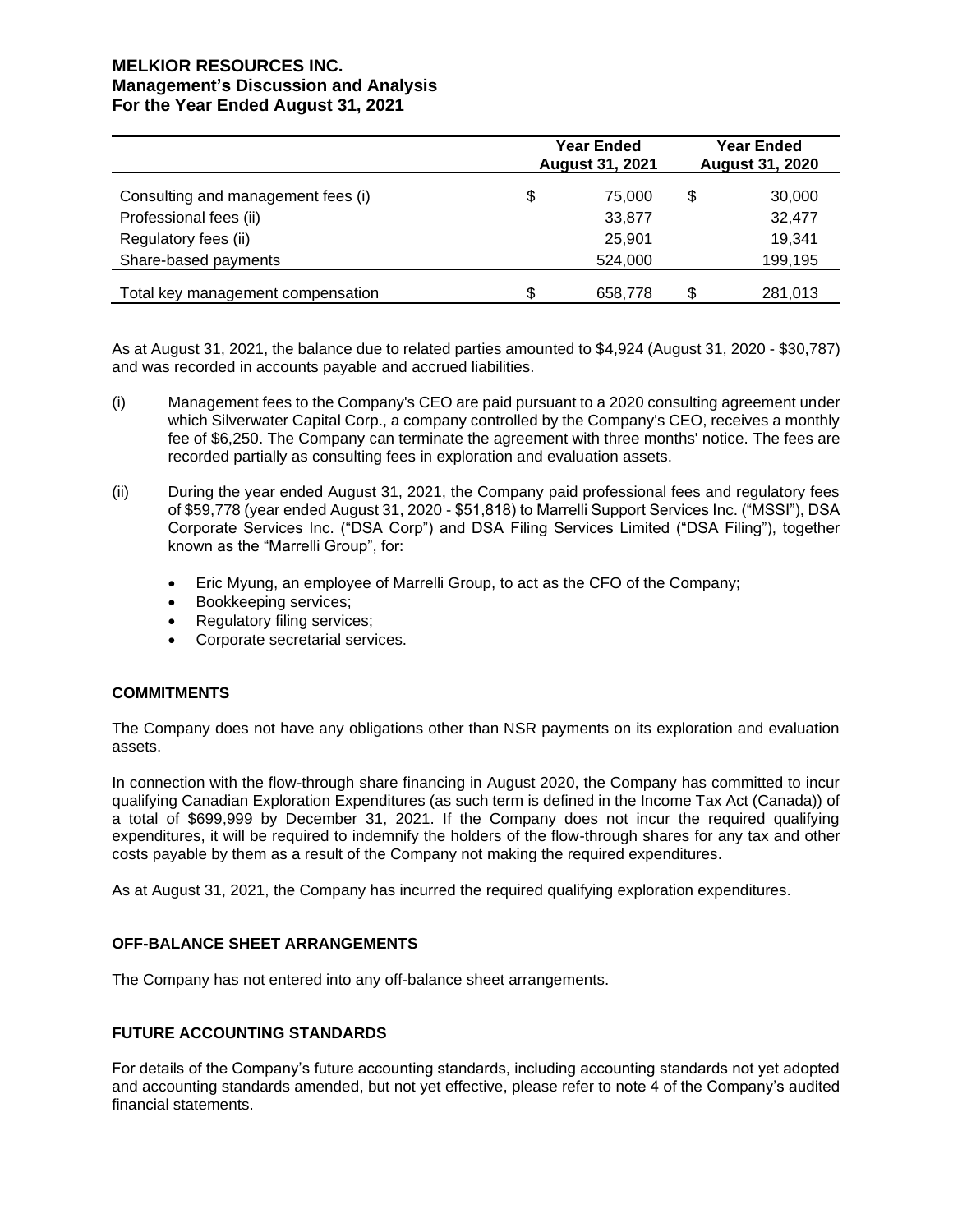| | Year Ended August 31, 2021 | Year Ended August 31, 2020 |
|---|---|---|
| Consulting and management fees (i) | $ 75,000 | $ 30,000 |
| Professional fees (ii) | 33,877 | 32,477 |
| Regulatory fees (ii) | 25,901 | 19,341 |
| Share-based payments | 524,000 | 199,195 |
| Total key management compensation | $ 658,778 | $ 281,013 |

As at August 31, 2021, the balance due to related parties amounted to $4,924 (August 31, 2020 - $30,787) and was recorded in accounts payable and accrued liabilities.

(i) Management fees to the Company's CEO are paid pursuant to a 2020 consulting agreement under which Silverwater Capital Corp., a company controlled by the Company's CEO, receives a monthly fee of $6,250. The Company can terminate the agreement with three months' notice. The fees are recorded partially as consulting fees in exploration and evaluation assets.

(ii) During the year ended August 31, 2021, the Company paid professional fees and regulatory fees of $59,778 (year ended August 31, 2020 - $51,818) to Marrelli Support Services Inc. ("MSSI"), DSA Corporate Services Inc. ("DSA Corp") and DSA Filing Services Limited ("DSA Filing"), together known as the "Marrelli Group", for:

- Eric Myung, an employee of Marrelli Group, to act as the CFO of the Company;
- Bookkeeping services;
- Regulatory filing services;
- Corporate secretarial services.

## COMMITMENTS

The Company does not have any obligations other than NSR payments on its exploration and evaluation assets.

In connection with the flow-through share financing in August 2020, the Company has committed to incur qualifying Canadian Exploration Expenditures (as such term is defined in the Income Tax Act (Canada)) of a total of $699,999 by December 31, 2021. If the Company does not incur the required qualifying expenditures, it will be required to indemnify the holders of the flow-through shares for any tax and other costs payable by them as a result of the Company not making the required expenditures.

As at August 31, 2021, the Company has incurred the required qualifying exploration expenditures.

## OFF-BALANCE SHEET ARRANGEMENTS

The Company has not entered into any off-balance sheet arrangements.

## FUTURE ACCOUNTING STANDARDS

For details of the Company's future accounting standards, including accounting standards not yet adopted and accounting standards amended, but not yet effective, please refer to note 4 of the Company's audited financial statements.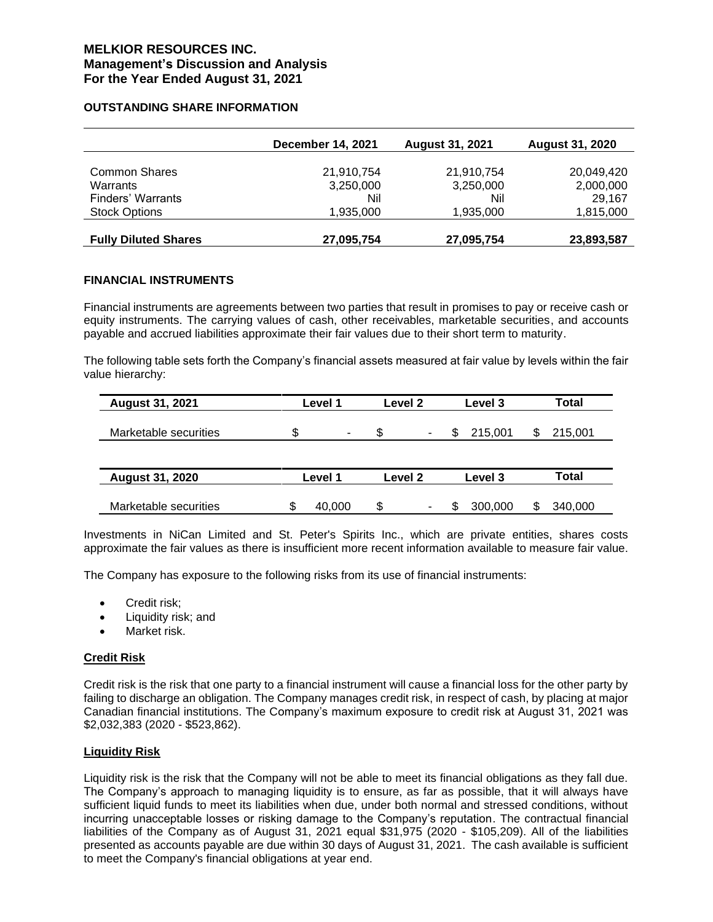# MELKIOR RESOURCES INC.
## Management's Discussion and Analysis
## For the Year Ended August 31, 2021

### OUTSTANDING SHARE INFORMATION

| | December 14, 2021 | August 31, 2021 | August 31, 2020 |
|---|---|---|---|
| Common Shares | 21,910,754 | 21,910,754 | 20,049,420 |
| Warrants | 3,250,000 | 3,250,000 | 2,000,000 |
| Finders' Warrants | Nil | Nil | 29,167 |
| Stock Options | 1,935,000 | 1,935,000 | 1,815,000 |
| **Fully Diluted Shares** | **27,095,754** | **27,095,754** | **23,893,587** |

### FINANCIAL INSTRUMENTS

Financial instruments are agreements between two parties that result in promises to pay or receive cash or equity instruments. The carrying values of cash, other receivables, marketable securities, and accounts payable and accrued liabilities approximate their fair values due to their short term to maturity.

The following table sets forth the Company's financial assets measured at fair value by levels within the fair value hierarchy:

| August 31, 2021 | Level 1 | Level 2 | Level 3 | Total |
|---|---|---|---|---|
| Marketable securities | $ - | $ - | $ 215,001 | $ 215,001 |

| August 31, 2020 | Level 1 | Level 2 | Level 3 | Total |
|---|---|---|---|---|
| Marketable securities | $ 40,000 | $ - | $ 300,000 | $ 340,000 |

Investments in NiCan Limited and St. Peter's Spirits Inc., which are private entities, shares costs approximate the fair values as there is insufficient more recent information available to measure fair value.

The Company has exposure to the following risks from its use of financial instruments:

- Credit risk;
- Liquidity risk; and
- Market risk.

**Credit Risk**

Credit risk is the risk that one party to a financial instrument will cause a financial loss for the other party by failing to discharge an obligation. The Company manages credit risk, in respect of cash, by placing at major Canadian financial institutions. The Company's maximum exposure to credit risk at August 31, 2021 was $2,032,383 (2020 - $523,862).

**Liquidity Risk**

Liquidity risk is the risk that the Company will not be able to meet its financial obligations as they fall due. The Company's approach to managing liquidity is to ensure, as far as possible, that it will always have sufficient liquid funds to meet its liabilities when due, under both normal and stressed conditions, without incurring unacceptable losses or risking damage to the Company's reputation. The contractual financial liabilities of the Company as of August 31, 2021 equal $31,975 (2020 - $105,209). All of the liabilities presented as accounts payable are due within 30 days of August 31, 2021. The cash available is sufficient to meet the Company's financial obligations at year end.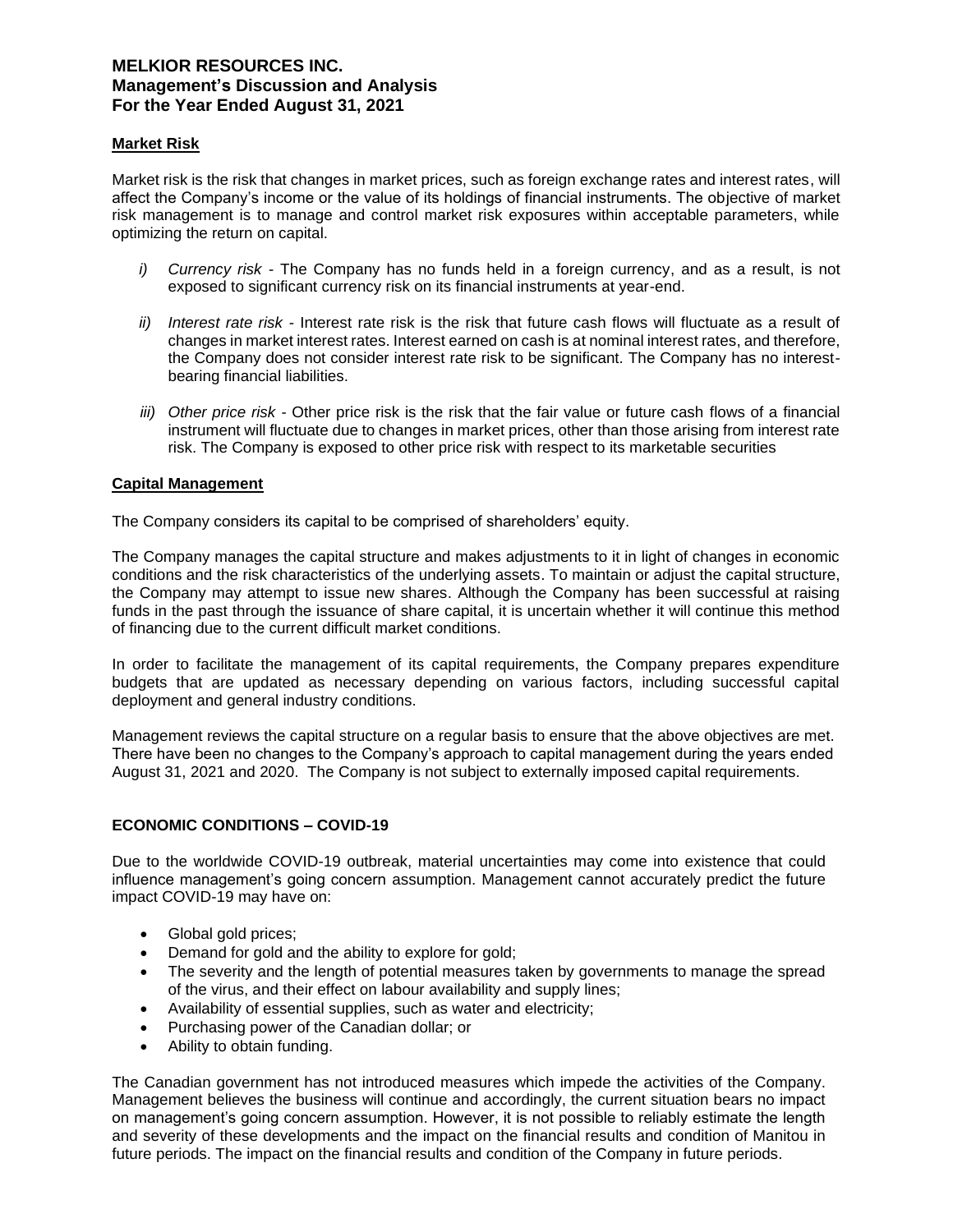#### Market Risk

Market risk is the risk that changes in market prices, such as foreign exchange rates and interest rates, will affect the Company's income or the value of its holdings of financial instruments. The objective of market risk management is to manage and control market risk exposures within acceptable parameters, while optimizing the return on capital.

- *i) Currency risk* - The Company has no funds held in a foreign currency, and as a result, is not exposed to significant currency risk on its financial instruments at year-end.
- *ii) Interest rate risk* - Interest rate risk is the risk that future cash flows will fluctuate as a result of changes in market interest rates. Interest earned on cash is at nominal interest rates, and therefore, the Company does not consider interest rate risk to be significant. The Company has no interest-bearing financial liabilities.
- *iii) Other price risk* - Other price risk is the risk that the fair value or future cash flows of a financial instrument will fluctuate due to changes in market prices, other than those arising from interest rate risk. The Company is exposed to other price risk with respect to its marketable securities

#### Capital Management

The Company considers its capital to be comprised of shareholders' equity.

The Company manages the capital structure and makes adjustments to it in light of changes in economic conditions and the risk characteristics of the underlying assets. To maintain or adjust the capital structure, the Company may attempt to issue new shares. Although the Company has been successful at raising funds in the past through the issuance of share capital, it is uncertain whether it will continue this method of financing due to the current difficult market conditions.

In order to facilitate the management of its capital requirements, the Company prepares expenditure budgets that are updated as necessary depending on various factors, including successful capital deployment and general industry conditions.

Management reviews the capital structure on a regular basis to ensure that the above objectives are met. There have been no changes to the Company's approach to capital management during the years ended August 31, 2021 and 2020. The Company is not subject to externally imposed capital requirements.

### ECONOMIC CONDITIONS – COVID-19

Due to the worldwide COVID-19 outbreak, material uncertainties may come into existence that could influence management's going concern assumption. Management cannot accurately predict the future impact COVID-19 may have on:

- Global gold prices;
- Demand for gold and the ability to explore for gold;
- The severity and the length of potential measures taken by governments to manage the spread of the virus, and their effect on labour availability and supply lines;
- Availability of essential supplies, such as water and electricity;
- Purchasing power of the Canadian dollar; or
- Ability to obtain funding.

The Canadian government has not introduced measures which impede the activities of the Company. Management believes the business will continue and accordingly, the current situation bears no impact on management's going concern assumption. However, it is not possible to reliably estimate the length and severity of these developments and the impact on the financial results and condition of Manitou in future periods. The impact on the financial results and condition of the Company in future periods.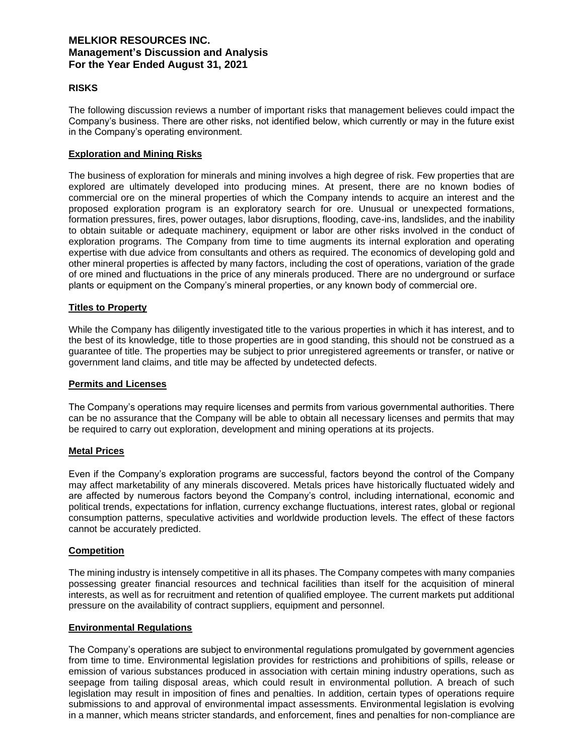## RISKS

The following discussion reviews a number of important risks that management believes could impact the Company's business. There are other risks, not identified below, which currently or may in the future exist in the Company's operating environment.

### Exploration and Mining Risks

The business of exploration for minerals and mining involves a high degree of risk. Few properties that are explored are ultimately developed into producing mines. At present, there are no known bodies of commercial ore on the mineral properties of which the Company intends to acquire an interest and the proposed exploration program is an exploratory search for ore. Unusual or unexpected formations, formation pressures, fires, power outages, labor disruptions, flooding, cave-ins, landslides, and the inability to obtain suitable or adequate machinery, equipment or labor are other risks involved in the conduct of exploration programs. The Company from time to time augments its internal exploration and operating expertise with due advice from consultants and others as required. The economics of developing gold and other mineral properties is affected by many factors, including the cost of operations, variation of the grade of ore mined and fluctuations in the price of any minerals produced. There are no underground or surface plants or equipment on the Company's mineral properties, or any known body of commercial ore.

### Titles to Property

While the Company has diligently investigated title to the various properties in which it has interest, and to the best of its knowledge, title to those properties are in good standing, this should not be construed as a guarantee of title. The properties may be subject to prior unregistered agreements or transfer, or native or government land claims, and title may be affected by undetected defects.

### Permits and Licenses

The Company's operations may require licenses and permits from various governmental authorities. There can be no assurance that the Company will be able to obtain all necessary licenses and permits that may be required to carry out exploration, development and mining operations at its projects.

### Metal Prices

Even if the Company's exploration programs are successful, factors beyond the control of the Company may affect marketability of any minerals discovered. Metals prices have historically fluctuated widely and are affected by numerous factors beyond the Company's control, including international, economic and political trends, expectations for inflation, currency exchange fluctuations, interest rates, global or regional consumption patterns, speculative activities and worldwide production levels. The effect of these factors cannot be accurately predicted.

### Competition

The mining industry is intensely competitive in all its phases. The Company competes with many companies possessing greater financial resources and technical facilities than itself for the acquisition of mineral interests, as well as for recruitment and retention of qualified employee. The current markets put additional pressure on the availability of contract suppliers, equipment and personnel.

### Environmental Regulations

The Company's operations are subject to environmental regulations promulgated by government agencies from time to time. Environmental legislation provides for restrictions and prohibitions of spills, release or emission of various substances produced in association with certain mining industry operations, such as seepage from tailing disposal areas, which could result in environmental pollution. A breach of such legislation may result in imposition of fines and penalties. In addition, certain types of operations require submissions to and approval of environmental impact assessments. Environmental legislation is evolving in a manner, which means stricter standards, and enforcement, fines and penalties for non-compliance are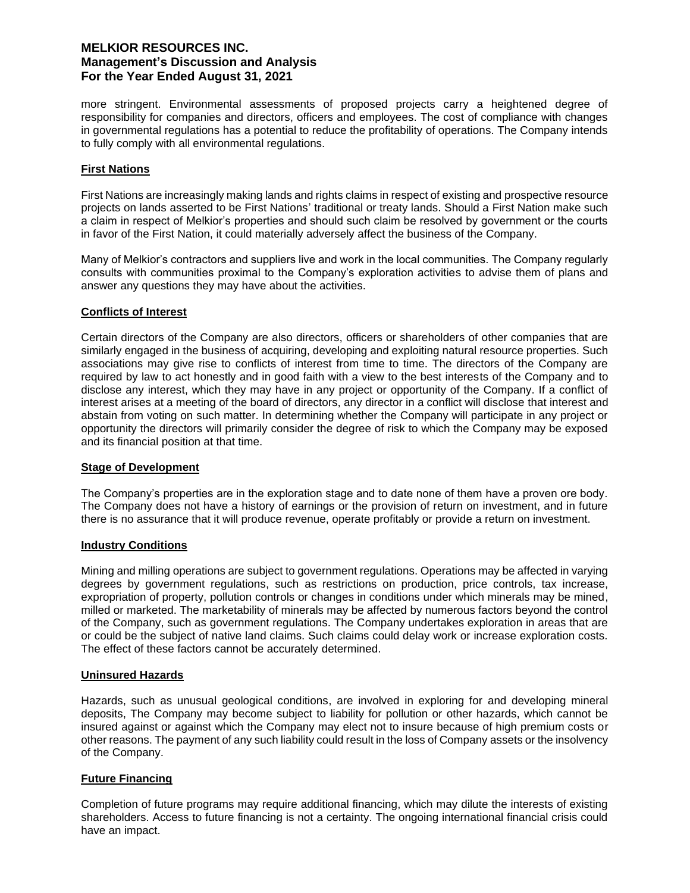more stringent. Environmental assessments of proposed projects carry a heightened degree of responsibility for companies and directors, officers and employees. The cost of compliance with changes in governmental regulations has a potential to reduce the profitability of operations. The Company intends to fully comply with all environmental regulations.

## First Nations

First Nations are increasingly making lands and rights claims in respect of existing and prospective resource projects on lands asserted to be First Nations' traditional or treaty lands. Should a First Nation make such a claim in respect of Melkior's properties and should such claim be resolved by government or the courts in favor of the First Nation, it could materially adversely affect the business of the Company.

Many of Melkior's contractors and suppliers live and work in the local communities. The Company regularly consults with communities proximal to the Company's exploration activities to advise them of plans and answer any questions they may have about the activities.

## Conflicts of Interest

Certain directors of the Company are also directors, officers or shareholders of other companies that are similarly engaged in the business of acquiring, developing and exploiting natural resource properties. Such associations may give rise to conflicts of interest from time to time. The directors of the Company are required by law to act honestly and in good faith with a view to the best interests of the Company and to disclose any interest, which they may have in any project or opportunity of the Company. If a conflict of interest arises at a meeting of the board of directors, any director in a conflict will disclose that interest and abstain from voting on such matter. In determining whether the Company will participate in any project or opportunity the directors will primarily consider the degree of risk to which the Company may be exposed and its financial position at that time.

## Stage of Development

The Company's properties are in the exploration stage and to date none of them have a proven ore body. The Company does not have a history of earnings or the provision of return on investment, and in future there is no assurance that it will produce revenue, operate profitably or provide a return on investment.

## Industry Conditions

Mining and milling operations are subject to government regulations. Operations may be affected in varying degrees by government regulations, such as restrictions on production, price controls, tax increase, expropriation of property, pollution controls or changes in conditions under which minerals may be mined, milled or marketed. The marketability of minerals may be affected by numerous factors beyond the control of the Company, such as government regulations. The Company undertakes exploration in areas that are or could be the subject of native land claims. Such claims could delay work or increase exploration costs. The effect of these factors cannot be accurately determined.

## Uninsured Hazards

Hazards, such as unusual geological conditions, are involved in exploring for and developing mineral deposits, The Company may become subject to liability for pollution or other hazards, which cannot be insured against or against which the Company may elect not to insure because of high premium costs or other reasons. The payment of any such liability could result in the loss of Company assets or the insolvency of the Company.

## Future Financing

Completion of future programs may require additional financing, which may dilute the interests of existing shareholders. Access to future financing is not a certainty. The ongoing international financial crisis could have an impact.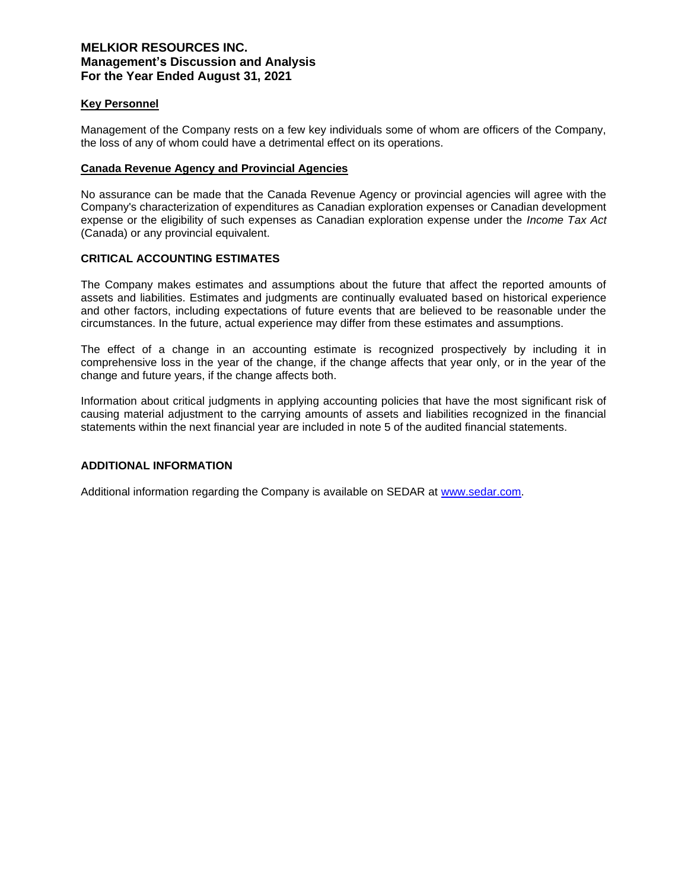#### Key Personnel

Management of the Company rests on a few key individuals some of whom are officers of the Company, the loss of any of whom could have a detrimental effect on its operations.

#### Canada Revenue Agency and Provincial Agencies

No assurance can be made that the Canada Revenue Agency or provincial agencies will agree with the Company's characterization of expenditures as Canadian exploration expenses or Canadian development expense or the eligibility of such expenses as Canadian exploration expense under the *Income Tax Act* (Canada) or any provincial equivalent.

## CRITICAL ACCOUNTING ESTIMATES

The Company makes estimates and assumptions about the future that affect the reported amounts of assets and liabilities. Estimates and judgments are continually evaluated based on historical experience and other factors, including expectations of future events that are believed to be reasonable under the circumstances. In the future, actual experience may differ from these estimates and assumptions.

The effect of a change in an accounting estimate is recognized prospectively by including it in comprehensive loss in the year of the change, if the change affects that year only, or in the year of the change and future years, if the change affects both.

Information about critical judgments in applying accounting policies that have the most significant risk of causing material adjustment to the carrying amounts of assets and liabilities recognized in the financial statements within the next financial year are included in note 5 of the audited financial statements.

## ADDITIONAL INFORMATION

Additional information regarding the Company is available on SEDAR at www.sedar.com.